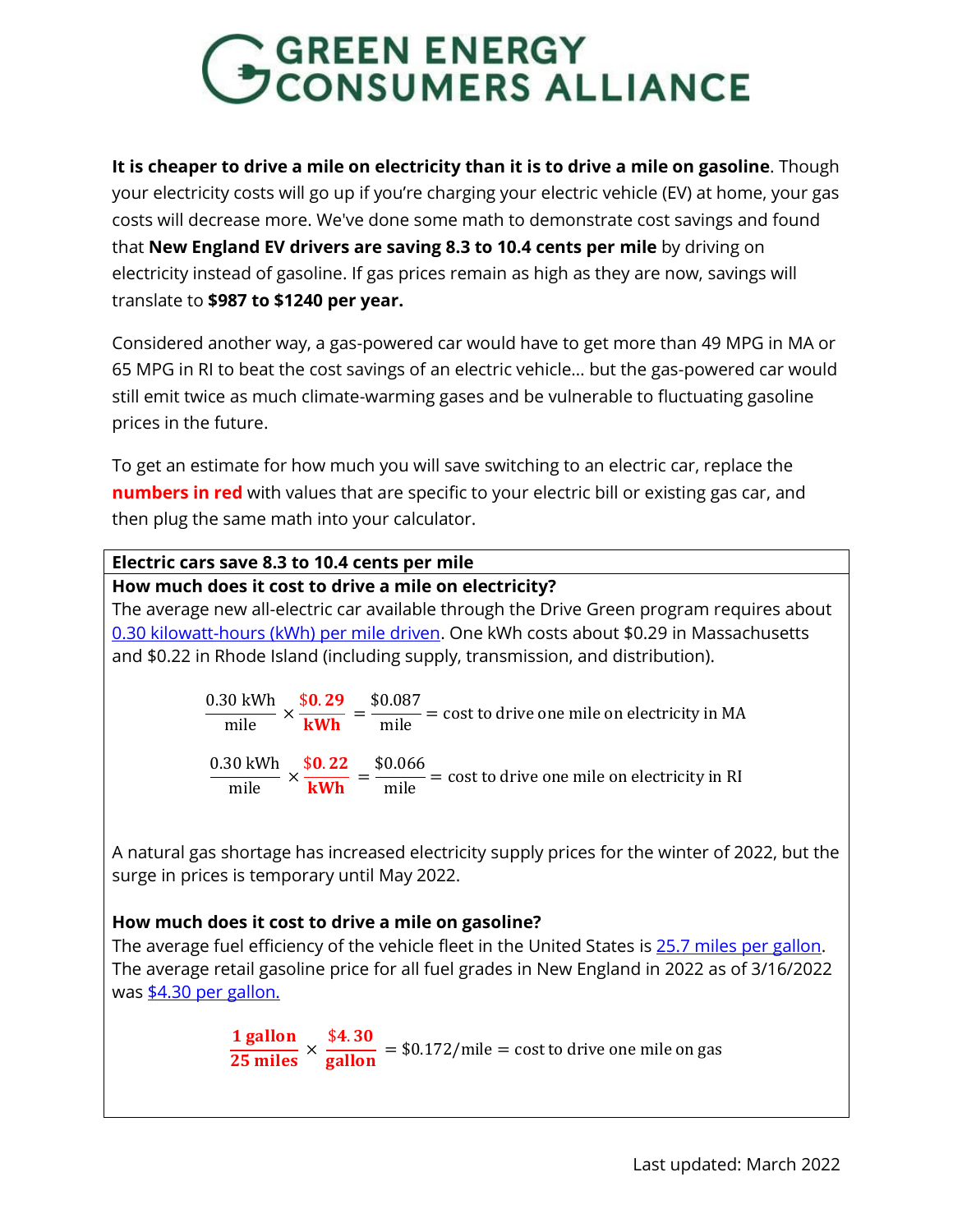# GREEN ENERGY CONSUMERS ALLIANCE

**It is cheaper to drive a mile on electricity than it is to drive a mile on gasoline**. Though your electricity costs will go up if you're charging your electric vehicle (EV) at home, your gas costs will decrease more. We've done some math to demonstrate cost savings and found that **New England EV drivers are saving 8.3 to 10.4 cents per mile** by driving on electricity instead of gasoline. If gas prices remain as high as they are now, savings will translate to **$987 to $1240 per year.**

Considered another way, a gas-powered car would have to get more than 49 MPG in MA or 65 MPG in RI to beat the cost savings of an electric vehicle… but the gas-powered car would still emit twice as much climate-warming gases and be vulnerable to fluctuating gasoline prices in the future.

To get an estimate for how much you will save switching to an electric car, replace the **numbers in red** with values that are specific to your electric bill or existing gas car, and then plug the same math into your calculator.

## Electric cars save 8.3 to 10.4 cents per mile

**How much does it cost to drive a mile on electricity?**

The average new all-electric car available through the Drive Green program requires about [0.30 kilowatt-hours (kWh) per mile driven](). One kWh costs about $0.29 in Massachusetts and $0.22 in Rhode Island (including supply, transmission, and distribution).

$$\frac{0.30\text{ kWh}}{\text{mile}} \times \frac{\$0.29}{\textbf{kWh}} = \frac{\$0.087}{\text{mile}} = \text{cost to drive one mile on electricity in MA}$$

$$\frac{0.30\text{ kWh}}{\text{mile}} \times \frac{\$0.22}{\textbf{kWh}} = \frac{\$0.066}{\text{mile}} = \text{cost to drive one mile on electricity in RI}$$

A natural gas shortage has increased electricity supply prices for the winter of 2022, but the surge in prices is temporary until May 2022.

**How much does it cost to drive a mile on gasoline?**

The average fuel efficiency of the vehicle fleet in the United States is [25.7 miles per gallon](). The average retail gasoline price for all fuel grades in New England in 2022 as of 3/16/2022 was [$4.30 per gallon.]()

$$\frac{\textbf{1 gallon}}{\textbf{25 miles}} \times \frac{\$4.30}{\textbf{gallon}} = \$0.172/\text{mile} = \text{cost to drive one mile on gas}$$

Last updated: March 2022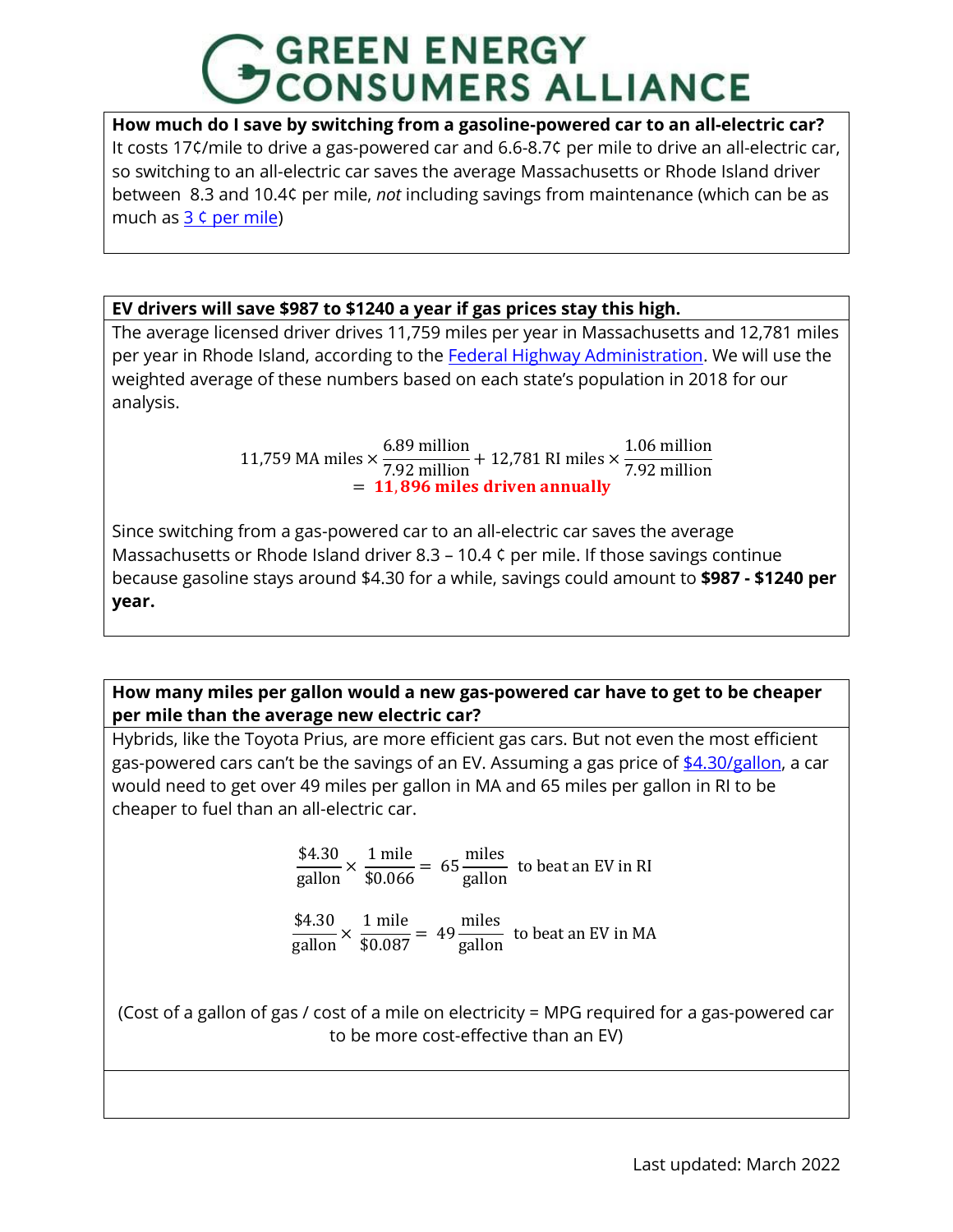# GREEN ENERGY CONSUMERS ALLIANCE

**How much do I save by switching from a gasoline-powered car to an all-electric car?**

It costs 17¢/mile to drive a gas-powered car and 6.6-8.7¢ per mile to drive an all-electric car, so switching to an all-electric car saves the average Massachusetts or Rhode Island driver between 8.3 and 10.4¢ per mile, *not* including savings from maintenance (which can be as much as [3 ¢ per mile](3 ¢ per mile))

**EV drivers will save $987 to $1240 a year if gas prices stay this high.**

The average licensed driver drives 11,759 miles per year in Massachusetts and 12,781 miles per year in Rhode Island, according to the [Federal Highway Administration](Federal Highway Administration). We will use the weighted average of these numbers based on each state's population in 2018 for our analysis.

$$11{,}759 \text{ MA miles} \times \frac{6.89 \text{ million}}{7.92 \text{ million}} + 12{,}781 \text{ RI miles} \times \frac{1.06 \text{ million}}{7.92 \text{ million}} = \mathbf{11{,}896 \text{ miles driven annually}}$$

Since switching from a gas-powered car to an all-electric car saves the average Massachusetts or Rhode Island driver 8.3 – 10.4 ¢ per mile. If those savings continue because gasoline stays around $4.30 for a while, savings could amount to **$987 - $1240 per year.**

**How many miles per gallon would a new gas-powered car have to get to be cheaper per mile than the average new electric car?**

Hybrids, like the Toyota Prius, are more efficient gas cars. But not even the most efficient gas-powered cars can't be the savings of an EV. Assuming a gas price of [$4.30/gallon]($4.30/gallon), a car would need to get over 49 miles per gallon in MA and 65 miles per gallon in RI to be cheaper to fuel than an all-electric car.

$$\frac{\$4.30}{\text{gallon}} \times \frac{1 \text{ mile}}{\$0.066} = 65 \frac{\text{miles}}{\text{gallon}} \quad \text{to beat an EV in RI}$$

$$\frac{\$4.30}{\text{gallon}} \times \frac{1 \text{ mile}}{\$0.087} = 49 \frac{\text{miles}}{\text{gallon}} \quad \text{to beat an EV in MA}$$

(Cost of a gallon of gas / cost of a mile on electricity = MPG required for a gas-powered car to be more cost-effective than an EV)

Last updated: March 2022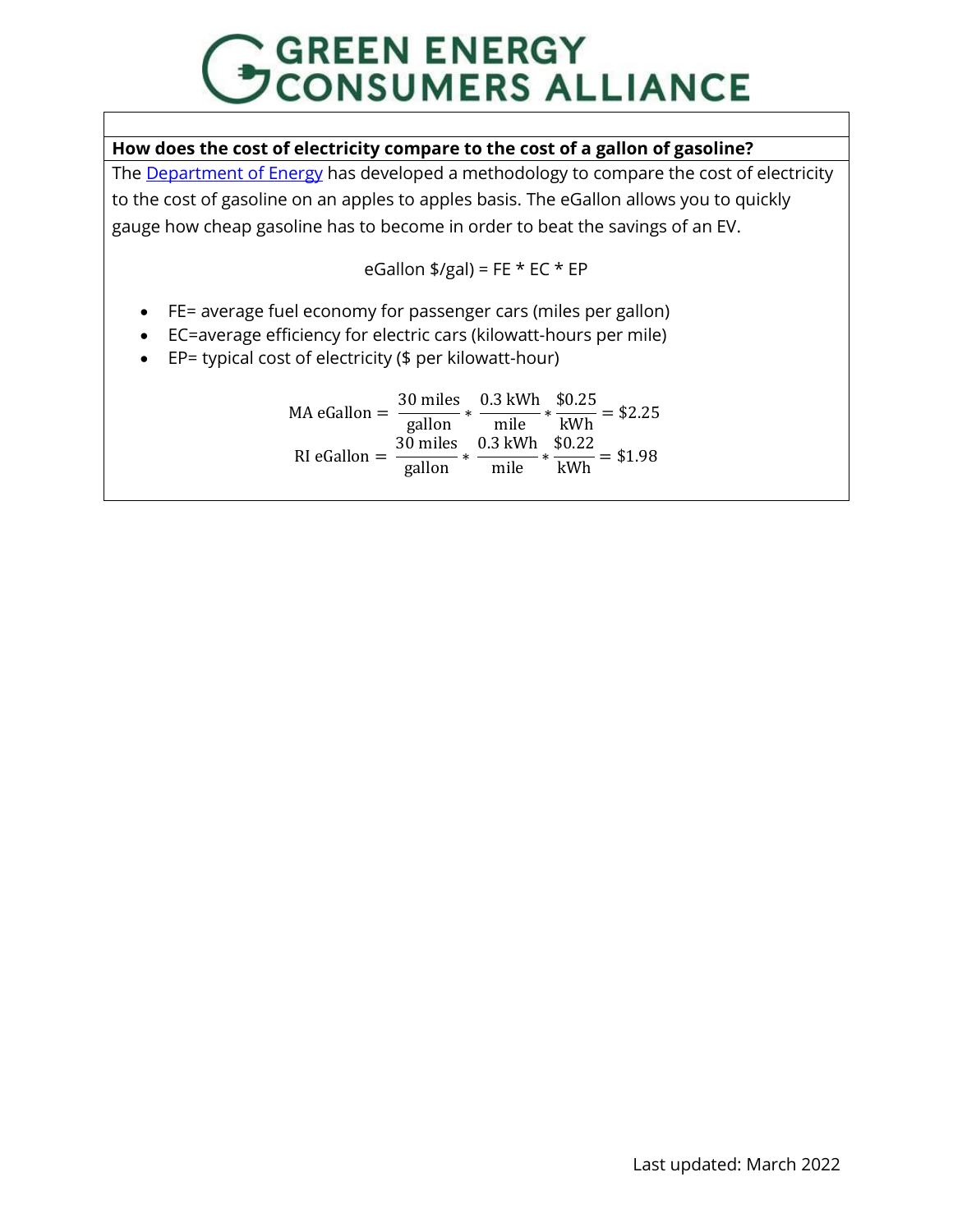# GREEN ENERGY CONSUMERS ALLIANCE

**How does the cost of electricity compare to the cost of a gallon of gasoline?**

The Department of Energy has developed a methodology to compare the cost of electricity to the cost of gasoline on an apples to apples basis. The eGallon allows you to quickly gauge how cheap gasoline has to become in order to beat the savings of an EV.

eGallon $/gal) = FE * EC * EP

- FE= average fuel economy for passenger cars (miles per gallon)
- EC=average efficiency for electric cars (kilowatt-hours per mile)
- EP= typical cost of electricity ($ per kilowatt-hour)

$$\text{MA eGallon} = \frac{30\text{ miles}}{\text{gallon}} * \frac{0.3\text{ kWh}}{\text{mile}} * \frac{\$0.25}{\text{kWh}} = \$2.25$$

$$\text{RI eGallon} = \frac{30\text{ miles}}{\text{gallon}} * \frac{0.3\text{ kWh}}{\text{mile}} * \frac{\$0.22}{\text{kWh}} = \$1.98$$

Last updated: March 2022